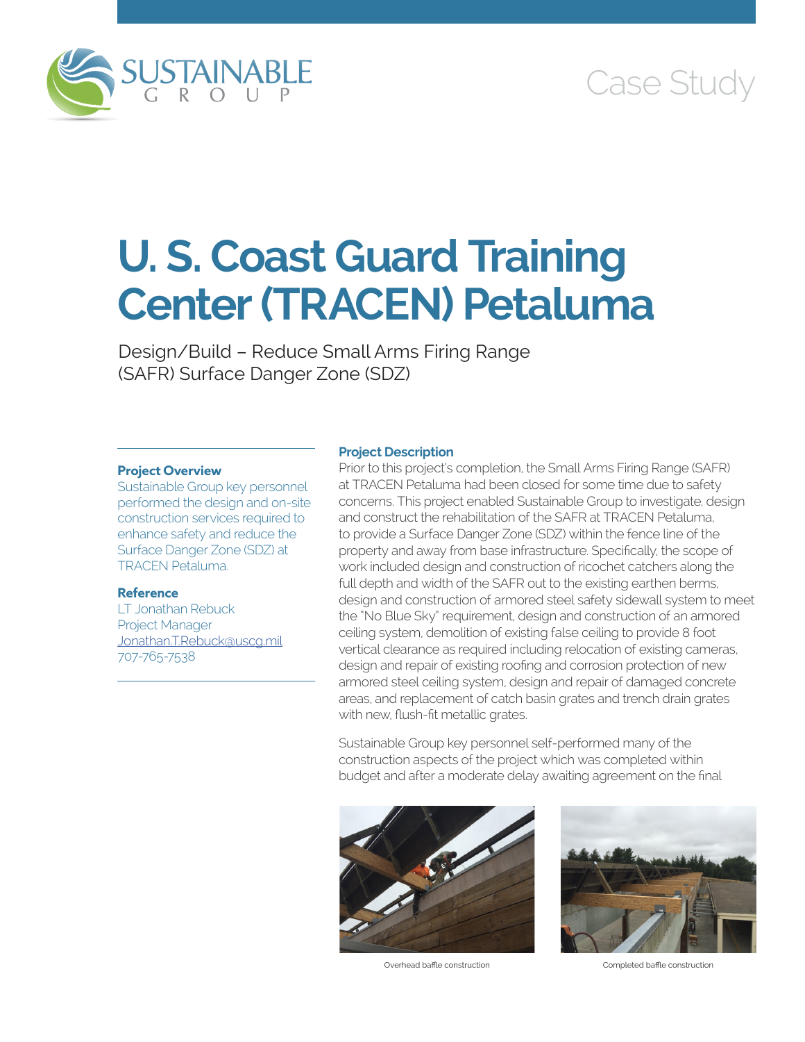SUSTAINABLE GROUP

Case Study

# U. S. Coast Guard Training Center (TRACEN) Petaluma

Design/Build – Reduce Small Arms Firing Range (SAFR) Surface Danger Zone (SDZ)

**Project Overview**

Sustainable Group key personnel performed the design and on-site construction services required to enhance safety and reduce the Surface Danger Zone (SDZ) at TRACEN Petaluma.

**Reference**

LT Jonathan Rebuck
Project Manager
Jonathan.T.Rebuck@uscg.mil
707-765-7538

**Project Description**

Prior to this project's completion, the Small Arms Firing Range (SAFR) at TRACEN Petaluma had been closed for some time due to safety concerns. This project enabled Sustainable Group to investigate, design and construct the rehabilitation of the SAFR at TRACEN Petaluma, to provide a Surface Danger Zone (SDZ) within the fence line of the property and away from base infrastructure. Specifically, the scope of work included design and construction of ricochet catchers along the full depth and width of the SAFR out to the existing earthen berms, design and construction of armored steel safety sidewall system to meet the "No Blue Sky" requirement, design and construction of an armored ceiling system, demolition of existing false ceiling to provide 8 foot vertical clearance as required including relocation of existing cameras, design and repair of existing roofing and corrosion protection of new armored steel ceiling system, design and repair of damaged concrete areas, and replacement of catch basin grates and trench drain grates with new, flush-fit metallic grates.

Sustainable Group key personnel self-performed many of the construction aspects of the project which was completed within budget and after a moderate delay awaiting agreement on the final

Overhead baffle construction

Completed baffle construction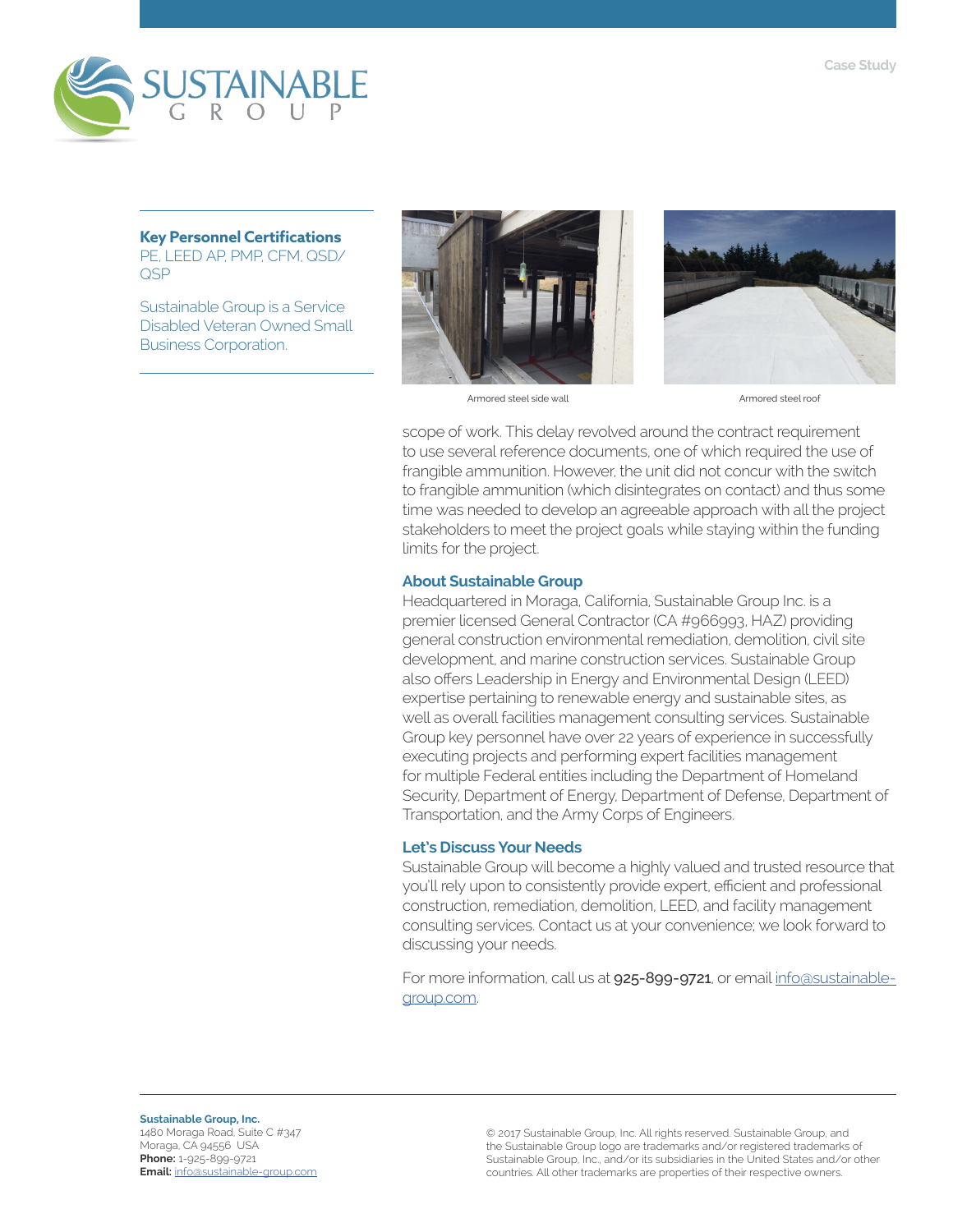**Key Personnel Certifications**
PE, LEED AP, PMP, CFM, QSD/QSP

Sustainable Group is a Service Disabled Veteran Owned Small Business Corporation.

Armored steel side wall

Armored steel roof

scope of work. This delay revolved around the contract requirement to use several reference documents, one of which required the use of frangible ammunition. However, the unit did not concur with the switch to frangible ammunition (which disintegrates on contact) and thus some time was needed to develop an agreeable approach with all the project stakeholders to meet the project goals while staying within the funding limits for the project.

## About Sustainable Group

Headquartered in Moraga, California, Sustainable Group Inc. is a premier licensed General Contractor (CA #966993, HAZ) providing general construction environmental remediation, demolition, civil site development, and marine construction services. Sustainable Group also offers Leadership in Energy and Environmental Design (LEED) expertise pertaining to renewable energy and sustainable sites, as well as overall facilities management consulting services. Sustainable Group key personnel have over 22 years of experience in successfully executing projects and performing expert facilities management for multiple Federal entities including the Department of Homeland Security, Department of Energy, Department of Defense, Department of Transportation, and the Army Corps of Engineers.

## Let's Discuss Your Needs

Sustainable Group will become a highly valued and trusted resource that you'll rely upon to consistently provide expert, efficient and professional construction, remediation, demolition, LEED, and facility management consulting services. Contact us at your convenience; we look forward to discussing your needs.

For more information, call us at 925-899-9721, or email info@sustainable-group.com.

**Sustainable Group, Inc.**
1480 Moraga Road, Suite C #347
Moraga, CA 94556 USA
**Phone:** 1-925-899-9721
**Email:** info@sustainable-group.com

© 2017 Sustainable Group, Inc. All rights reserved. Sustainable Group, and the Sustainable Group logo are trademarks and/or registered trademarks of Sustainable Group, Inc., and/or its subsidiaries in the United States and/or other countries. All other trademarks are properties of their respective owners.